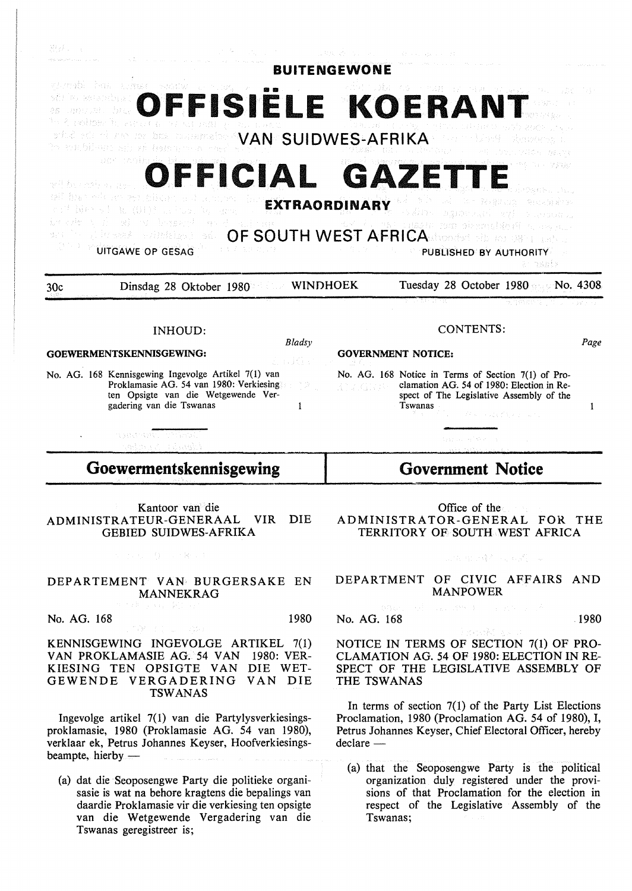# BUITENGEWONE

# OFFISIËLE KOERANT

## VAN SUIDWES-AFRIKA

# OFFICIAL GAZETTE

# EXTRAORDINARY

## OF SOUTH WEST AFRICA

UITGAWE OP GESAG — PUBLISHED BY AUTHORITY

30c — Dinsdag 28 Oktober 1980 — WINDHOEK — Tuesday 28 October 1980 — No. 4308

**INHOUD:**

| GOEWERMENTSKENNISGEWING: | Bladsy |
|---|---|
| No. AG. 168 Kennisgewing Ingevolge Artikel 7(1) van Proklamasie AG. 54 van 1980: Verkiesing ten Opsigte van die Wetgewende Vergadering van die Tswanas | 1 |

**CONTENTS:**

| GOVERNMENT NOTICE: | Page |
|---|---|
| No. AG. 168 Notice in Terms of Section 7(1) of Proclamation AG. 54 of 1980: Election in Respect of The Legislative Assembly of the Tswanas | 1 |

## Goewermentskennisgewing

Kantoor van die
ADMINISTRATEUR-GENERAAL VIR DIE GEBIED SUIDWES-AFRIKA

DEPARTEMENT VAN BURGERSAKE EN MANNEKRAG

No. AG. 168 — 1980

KENNISGEWING INGEVOLGE ARTIKEL 7(1) VAN PROKLAMASIE AG. 54 VAN 1980: VERKIESING TEN OPSIGTE VAN DIE WETGEWENDE VERGADERING VAN DIE TSWANAS

Ingevolge artikel 7(1) van die Partylysverkiesingsproklamasie, 1980 (Proklamasie AG. 54 van 1980), verklaar ek, Petrus Johannes Keyser, Hoofverkiesingsbeampte, hierby —

(a) dat die Seoposengwe Party die politieke organisasie is wat na behore kragtens die bepalings van daardie Proklamasie vir die verkiesing ten opsigte van die Wetgewende Vergadering van die Tswanas geregistreer is;

## Government Notice

Office of the
ADMINISTRATOR-GENERAL FOR THE TERRITORY OF SOUTH WEST AFRICA

DEPARTMENT OF CIVIC AFFAIRS AND MANPOWER

No. AG. 168 — 1980

NOTICE IN TERMS OF SECTION 7(1) OF PROCLAMATION AG. 54 OF 1980: ELECTION IN RESPECT OF THE LEGISLATIVE ASSEMBLY OF THE TSWANAS

In terms of section 7(1) of the Party List Elections Proclamation, 1980 (Proclamation AG. 54 of 1980), I, Petrus Johannes Keyser, Chief Electoral Officer, hereby declare —

(a) that the Seoposengwe Party is the political organization duly registered under the provisions of that Proclamation for the election in respect of the Legislative Assembly of the Tswanas;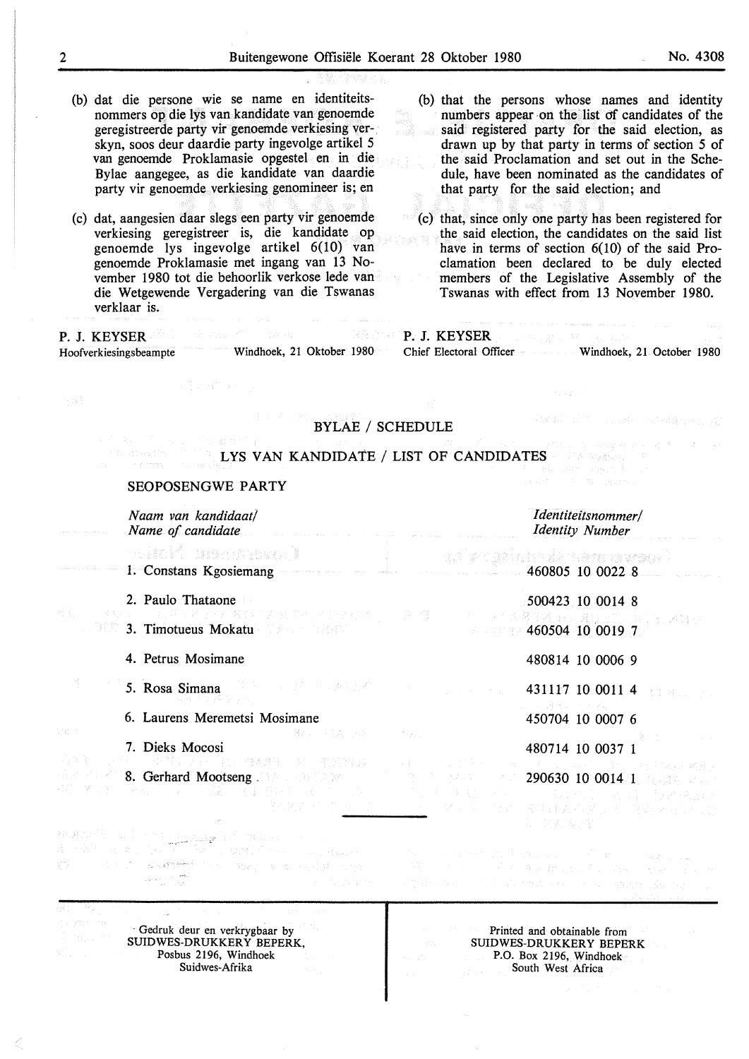(b) dat die persone wie se name en identiteitsnommers op die lys van kandidate van genoemde geregistreerde party vir genoemde verkiesing verskyn, soos deur daardie party ingevolge artikel 5 van genoemde Proklamasie opgestel en in die Bylae aangegee, as die kandidate van daardie party vir genoemde verkiesing genomineer is; en

(c) dat, aangesien daar slegs een party vir genoemde verkiesing geregistreer is, die kandidate op genoemde lys ingevolge artikel 6(10) van genoemde Proklamasie met ingang van 13 November 1980 tot die behoorlik verkose lede van die Wetgewende Vergadering van die Tswanas verklaar is.

P. J. KEYSER
Hoofverkiesingsbeampte — Windhoek, 21 Oktober 1980

(b) that the persons whose names and identity numbers appear on the list of candidates of the said registered party for the said election, as drawn up by that party in terms of section 5 of the said Proclamation and set out in the Schedule, have been nominated as the candidates of that party for the said election; and

(c) that, since only one party has been registered for the said election, the candidates on the said list have in terms of section 6(10) of the said Proclamation been declared to be duly elected members of the Legislative Assembly of the Tswanas with effect from 13 November 1980.

P. J. KEYSER
Chief Electoral Officer — Windhoek, 21 October 1980

## BYLAE / SCHEDULE

### LYS VAN KANDIDATE / LIST OF CANDIDATES

SEOPOSENGWE PARTY

| *Naam van kandidaat/ Name of candidate* | *Identiteitsnommer/ Identity Number* |
|---|---|
| 1. Constans Kgosiemang | 460805 10 0022 8 |
| 2. Paulo Thataone | 500423 10 0014 8 |
| 3. Timotueus Mokatu | 460504 10 0019 7 |
| 4. Petrus Mosimane | 480814 10 0006 9 |
| 5. Rosa Simana | 431117 10 0011 4 |
| 6. Laurens Meremetsi Mosimane | 450704 10 0007 6 |
| 7. Dieks Mocosi | 480714 10 0037 1 |
| 8. Gerhard Mootseng | 290630 10 0014 1 |

Gedruk deur en verkrygbaar by
SUIDWES-DRUKKERY BEPERK,
Posbus 2196, Windhoek
Suidwes-Afrika

Printed and obtainable from
SUIDWES-DRUKKERY BEPERK
P.O. Box 2196, Windhoek
South West Africa